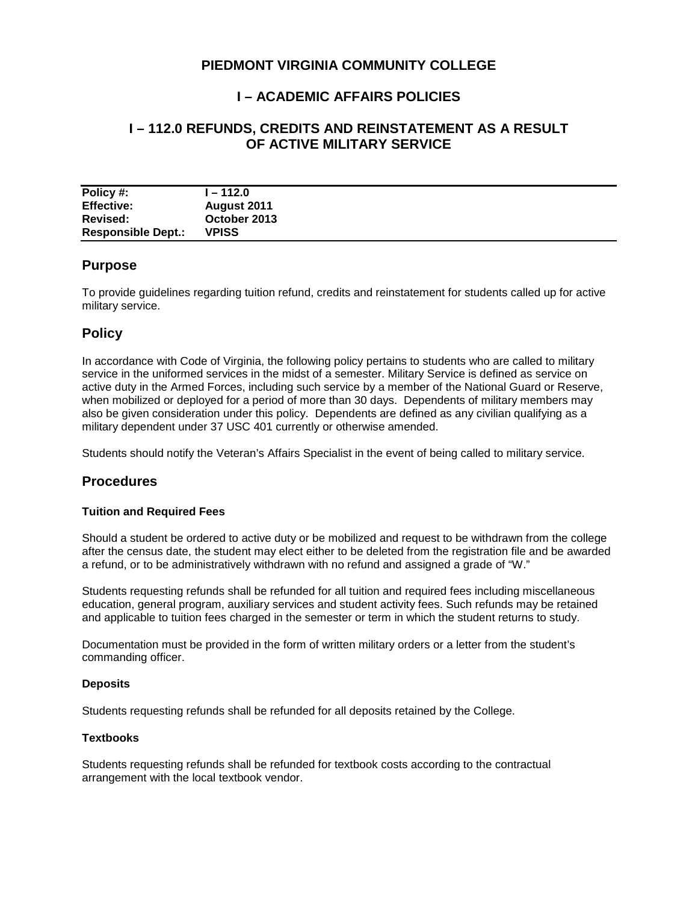# PIEDMONT VIRGINIA COMMUNITY COLLEGE

## I – ACADEMIC AFFAIRS POLICIES

## I – 112.0 REFUNDS, CREDITS AND REINSTATEMENT AS A RESULT OF ACTIVE MILITARY SERVICE

| | |
|---|---|
| **Policy #:** | **I – 112.0** |
| **Effective:** | **August 2011** |
| **Revised:** | **October 2013** |
| **Responsible Dept.:** | **VPISS** |

## Purpose

To provide guidelines regarding tuition refund, credits and reinstatement for students called up for active military service.

## Policy

In accordance with Code of Virginia, the following policy pertains to students who are called to military service in the uniformed services in the midst of a semester. Military Service is defined as service on active duty in the Armed Forces, including such service by a member of the National Guard or Reserve, when mobilized or deployed for a period of more than 30 days. Dependents of military members may also be given consideration under this policy. Dependents are defined as any civilian qualifying as a military dependent under 37 USC 401 currently or otherwise amended.

Students should notify the Veteran's Affairs Specialist in the event of being called to military service.

## Procedures

**Tuition and Required Fees**

Should a student be ordered to active duty or be mobilized and request to be withdrawn from the college after the census date, the student may elect either to be deleted from the registration file and be awarded a refund, or to be administratively withdrawn with no refund and assigned a grade of "W."

Students requesting refunds shall be refunded for all tuition and required fees including miscellaneous education, general program, auxiliary services and student activity fees. Such refunds may be retained and applicable to tuition fees charged in the semester or term in which the student returns to study.

Documentation must be provided in the form of written military orders or a letter from the student's commanding officer.

**Deposits**

Students requesting refunds shall be refunded for all deposits retained by the College.

**Textbooks**

Students requesting refunds shall be refunded for textbook costs according to the contractual arrangement with the local textbook vendor.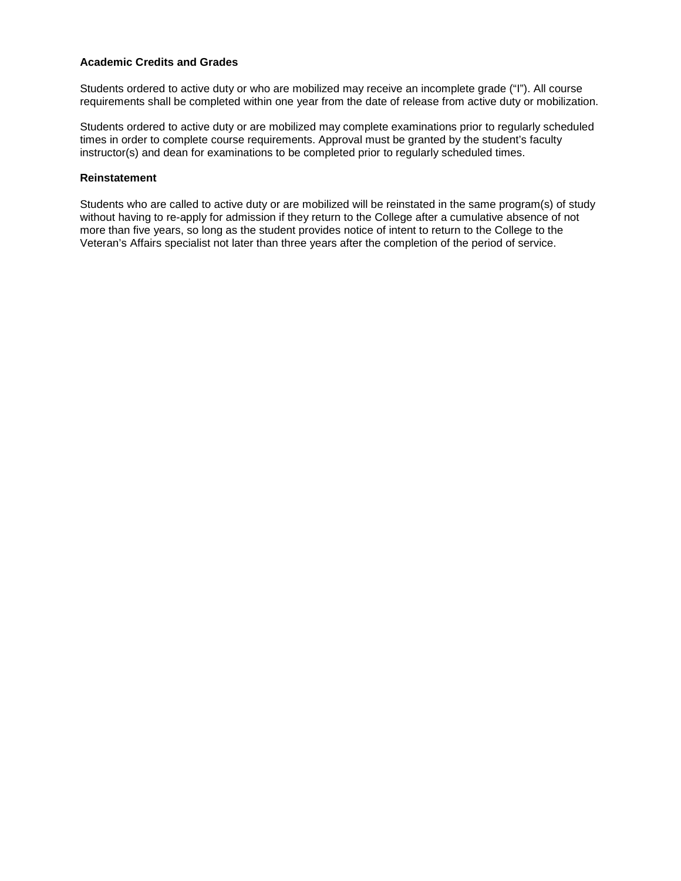**Academic Credits and Grades**

Students ordered to active duty or who are mobilized may receive an incomplete grade ("I"). All course requirements shall be completed within one year from the date of release from active duty or mobilization.

Students ordered to active duty or are mobilized may complete examinations prior to regularly scheduled times in order to complete course requirements. Approval must be granted by the student's faculty instructor(s) and dean for examinations to be completed prior to regularly scheduled times.

**Reinstatement**

Students who are called to active duty or are mobilized will be reinstated in the same program(s) of study without having to re-apply for admission if they return to the College after a cumulative absence of not more than five years, so long as the student provides notice of intent to return to the College to the Veteran's Affairs specialist not later than three years after the completion of the period of service.